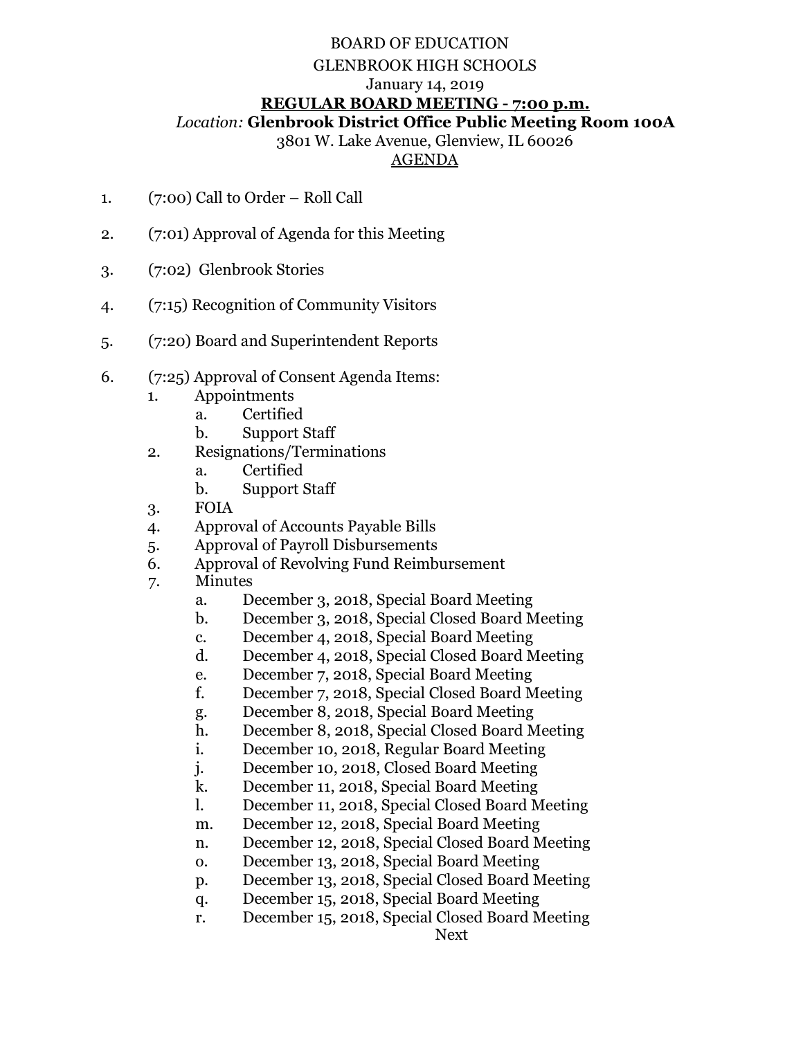BOARD OF EDUCATION

GLENBROOK HIGH SCHOOLS

January 14, 2019

**REGULAR BOARD MEETING - 7:00 p.m.**

*Location:* **Glenbrook District Office Public Meeting Room 100A**

3801 W. Lake Avenue, Glenview, IL 60026

AGENDA

1. (7:00) Call to Order – Roll Call

2. (7:01) Approval of Agenda for this Meeting

3. (7:02) Glenbrook Stories

4. (7:15) Recognition of Community Visitors

5. (7:20) Board and Superintendent Reports

6. (7:25) Approval of Consent Agenda Items:
   1. Appointments
      - a. Certified
      - b. Support Staff
   2. Resignations/Terminations
      - a. Certified
      - b. Support Staff
   3. FOIA
   4. Approval of Accounts Payable Bills
   5. Approval of Payroll Disbursements
   6. Approval of Revolving Fund Reimbursement
   7. Minutes
      - a. December 3, 2018, Special Board Meeting
      - b. December 3, 2018, Special Closed Board Meeting
      - c. December 4, 2018, Special Board Meeting
      - d. December 4, 2018, Special Closed Board Meeting
      - e. December 7, 2018, Special Board Meeting
      - f. December 7, 2018, Special Closed Board Meeting
      - g. December 8, 2018, Special Board Meeting
      - h. December 8, 2018, Special Closed Board Meeting
      - i. December 10, 2018, Regular Board Meeting
      - j. December 10, 2018, Closed Board Meeting
      - k. December 11, 2018, Special Board Meeting
      - l. December 11, 2018, Special Closed Board Meeting
      - m. December 12, 2018, Special Board Meeting
      - n. December 12, 2018, Special Closed Board Meeting
      - o. December 13, 2018, Special Board Meeting
      - p. December 13, 2018, Special Closed Board Meeting
      - q. December 15, 2018, Special Board Meeting
      - r. December 15, 2018, Special Closed Board Meeting

Next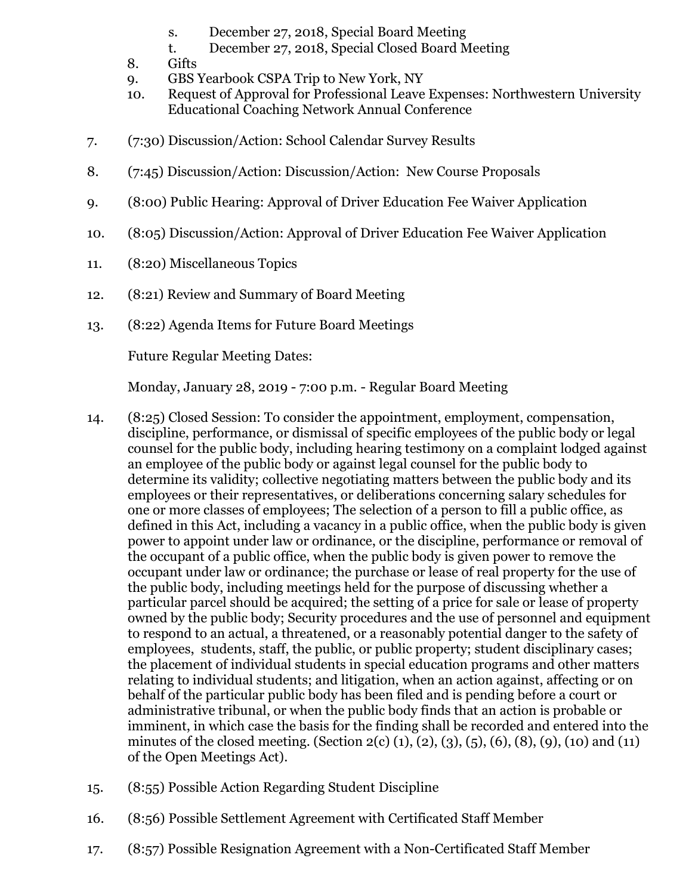s. December 27, 2018, Special Board Meeting
   t. December 27, 2018, Special Closed Board Meeting
8. Gifts
9. GBS Yearbook CSPA Trip to New York, NY
10. Request of Approval for Professional Leave Expenses: Northwestern University Educational Coaching Network Annual Conference

7. (7:30) Discussion/Action: School Calendar Survey Results

8. (7:45) Discussion/Action: Discussion/Action: New Course Proposals

9. (8:00) Public Hearing: Approval of Driver Education Fee Waiver Application

10. (8:05) Discussion/Action: Approval of Driver Education Fee Waiver Application

11. (8:20) Miscellaneous Topics

12. (8:21) Review and Summary of Board Meeting

13. (8:22) Agenda Items for Future Board Meetings

    Future Regular Meeting Dates:

    Monday, January 28, 2019 - 7:00 p.m. - Regular Board Meeting

14. (8:25) Closed Session: To consider the appointment, employment, compensation, discipline, performance, or dismissal of specific employees of the public body or legal counsel for the public body, including hearing testimony on a complaint lodged against an employee of the public body or against legal counsel for the public body to determine its validity; collective negotiating matters between the public body and its employees or their representatives, or deliberations concerning salary schedules for one or more classes of employees; The selection of a person to fill a public office, as defined in this Act, including a vacancy in a public office, when the public body is given power to appoint under law or ordinance, or the discipline, performance or removal of the occupant of a public office, when the public body is given power to remove the occupant under law or ordinance; the purchase or lease of real property for the use of the public body, including meetings held for the purpose of discussing whether a particular parcel should be acquired; the setting of a price for sale or lease of property owned by the public body; Security procedures and the use of personnel and equipment to respond to an actual, a threatened, or a reasonably potential danger to the safety of employees, students, staff, the public, or public property; student disciplinary cases; the placement of individual students in special education programs and other matters relating to individual students; and litigation, when an action against, affecting or on behalf of the particular public body has been filed and is pending before a court or administrative tribunal, or when the public body finds that an action is probable or imminent, in which case the basis for the finding shall be recorded and entered into the minutes of the closed meeting. (Section 2(c) (1), (2), (3), (5), (6), (8), (9), (10) and (11) of the Open Meetings Act).

15. (8:55) Possible Action Regarding Student Discipline

16. (8:56) Possible Settlement Agreement with Certificated Staff Member

17. (8:57) Possible Resignation Agreement with a Non-Certificated Staff Member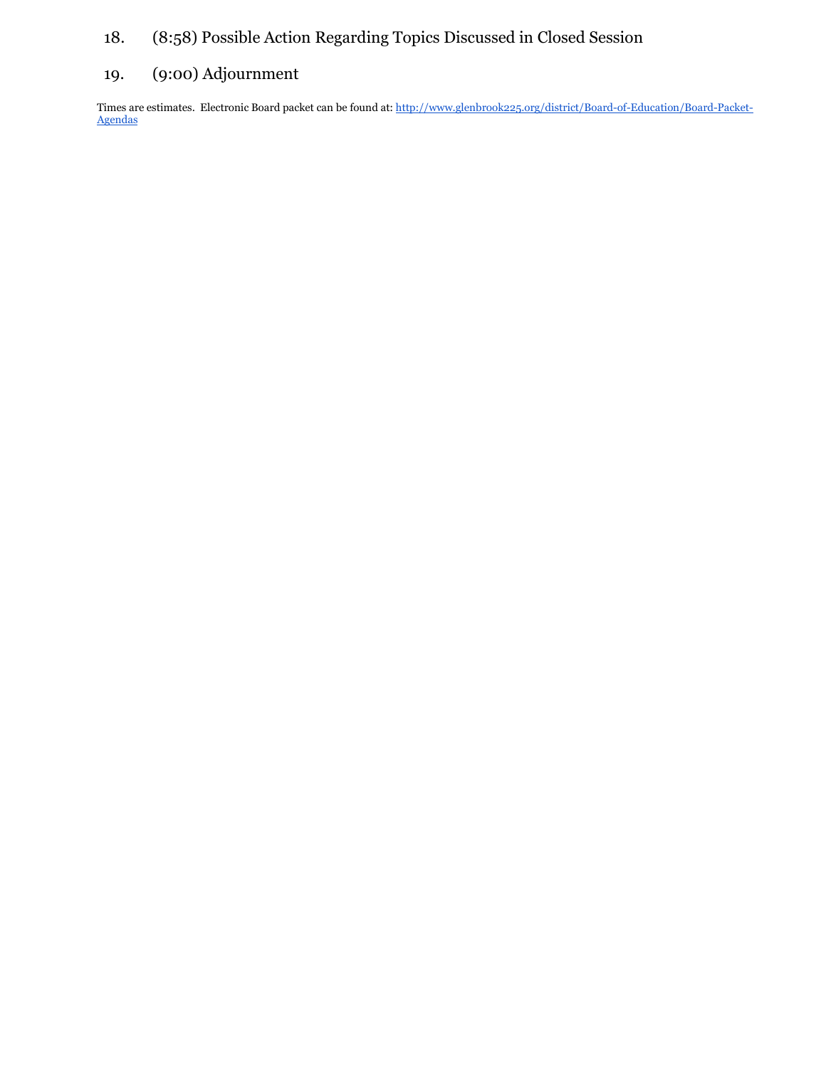18. (8:58) Possible Action Regarding Topics Discussed in Closed Session

19. (9:00) Adjournment

Times are estimates. Electronic Board packet can be found at: [http://www.glenbrook225.org/district/Board-of-Education/Board-Packet-Agendas](http://www.glenbrook225.org/district/Board-of-Education/Board-Packet-Agendas)